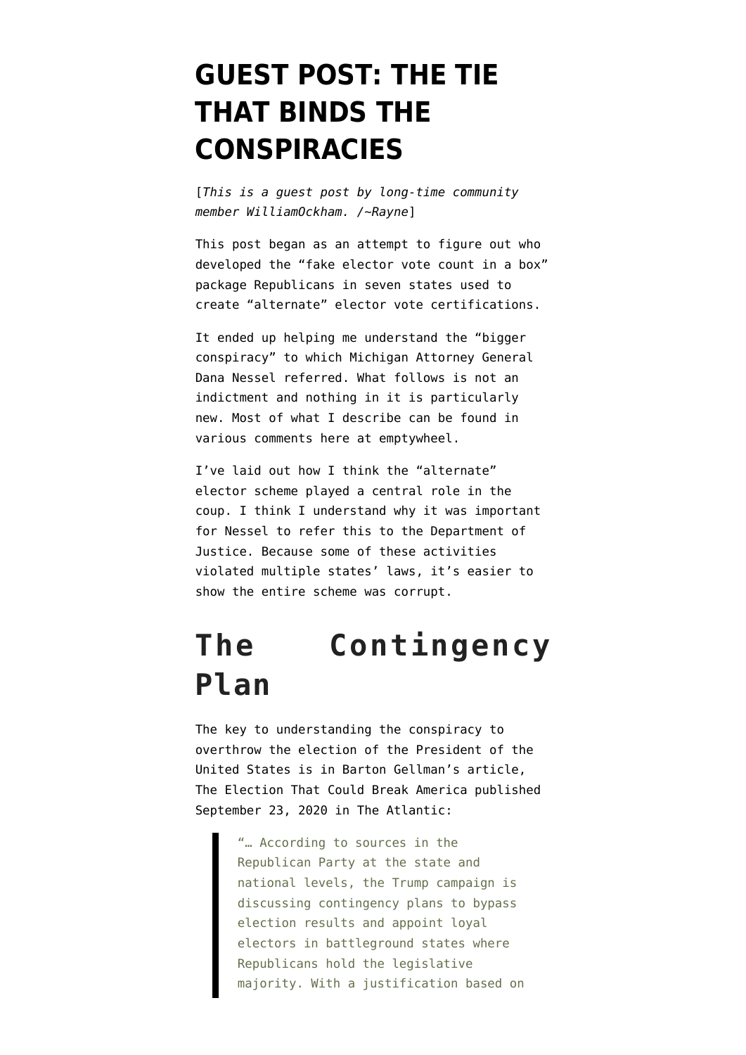# GUEST POST: THE TIE THAT BINDS THE CONSPIRACIES

[*This is a guest post by long-time community member WilliamOckham. /~Rayne*]

This post began as an attempt to figure out who developed the "fake elector vote count in a box" package Republicans in seven states used to create "alternate" elector vote certifications.

It ended up helping me understand the "bigger conspiracy" to which Michigan Attorney General Dana Nessel referred. What follows is not an indictment and nothing in it is particularly new. Most of what I describe can be found in various comments here at emptywheel.

I've laid out how I think the "alternate" elector scheme played a central role in the coup. I think I understand why it was important for Nessel to refer this to the Department of Justice. Because some of these activities violated multiple states' laws, it's easier to show the entire scheme was corrupt.

## The Contingency Plan

The key to understanding the conspiracy to overthrow the election of the President of the United States is in Barton Gellman's article, The Election That Could Break America published September 23, 2020 in The Atlantic:

> "… According to sources in the Republican Party at the state and national levels, the Trump campaign is discussing contingency plans to bypass election results and appoint loyal electors in battleground states where Republicans hold the legislative majority. With a justification based on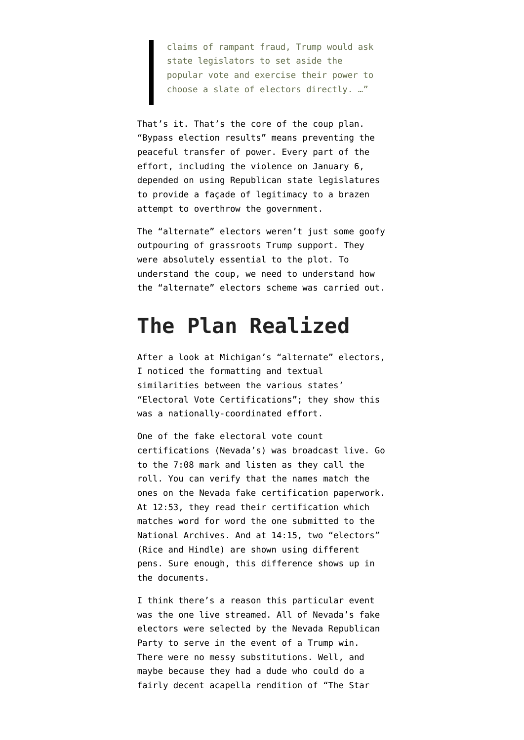> claims of rampant fraud, Trump would ask state legislators to set aside the popular vote and exercise their power to choose a slate of electors directly. …"

That's it. That's the core of the coup plan. "Bypass election results" means preventing the peaceful transfer of power. Every part of the effort, including the violence on January 6, depended on using Republican state legislatures to provide a façade of legitimacy to a brazen attempt to overthrow the government.

The "alternate" electors weren't just some goofy outpouring of grassroots Trump support. They were absolutely essential to the plot. To understand the coup, we need to understand how the "alternate" electors scheme was carried out.

# The Plan Realized

After a look at Michigan's "alternate" electors, I noticed the formatting and textual similarities between the various states' "Electoral Vote Certifications"; they show this was a nationally-coordinated effort.

One of the fake electoral vote count certifications (Nevada's) was broadcast live. Go to the 7:08 mark and listen as they call the roll. You can verify that the names match the ones on the Nevada fake certification paperwork. At 12:53, they read their certification which matches word for word the one submitted to the National Archives. And at 14:15, two "electors" (Rice and Hindle) are shown using different pens. Sure enough, this difference shows up in the documents.

I think there's a reason this particular event was the one live streamed. All of Nevada's fake electors were selected by the Nevada Republican Party to serve in the event of a Trump win. There were no messy substitutions. Well, and maybe because they had a dude who could do a fairly decent acapella rendition of "The Star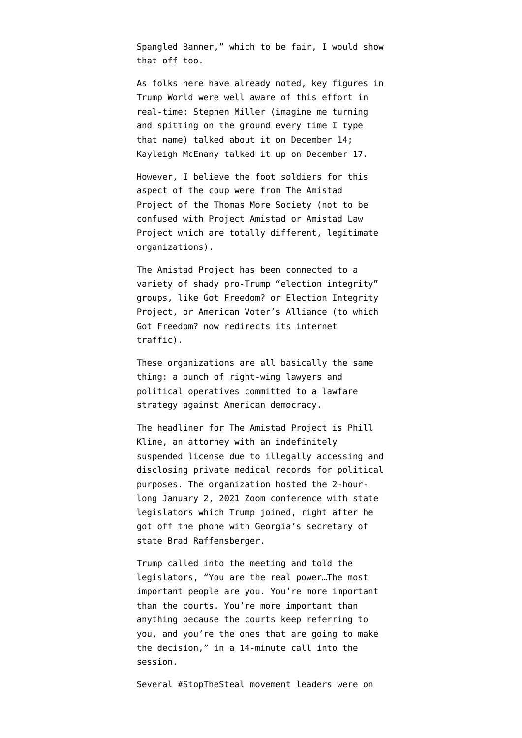Spangled Banner," which to be fair, I would show that off too.

As folks here have already noted, key figures in Trump World were well aware of this effort in real-time: Stephen Miller (imagine me turning and spitting on the ground every time I type that name) talked about it on December 14; Kayleigh McEnany talked it up on December 17.

However, I believe the foot soldiers for this aspect of the coup were from The Amistad Project of the Thomas More Society (not to be confused with Project Amistad or Amistad Law Project which are totally different, legitimate organizations).

The Amistad Project has been connected to a variety of shady pro-Trump "election integrity" groups, like Got Freedom? or Election Integrity Project, or American Voter's Alliance (to which Got Freedom? now redirects its internet traffic).

These organizations are all basically the same thing: a bunch of right-wing lawyers and political operatives committed to a lawfare strategy against American democracy.

The headliner for The Amistad Project is Phill Kline, an attorney with an indefinitely suspended license due to illegally accessing and disclosing private medical records for political purposes. The organization hosted the 2-hour-long January 2, 2021 Zoom conference with state legislators which Trump joined, right after he got off the phone with Georgia's secretary of state Brad Raffensberger.

Trump called into the meeting and told the legislators, "You are the real power…The most important people are you. You're more important than the courts. You're more important than anything because the courts keep referring to you, and you're the ones that are going to make the decision," in a 14-minute call into the session.

Several #StopTheSteal movement leaders were on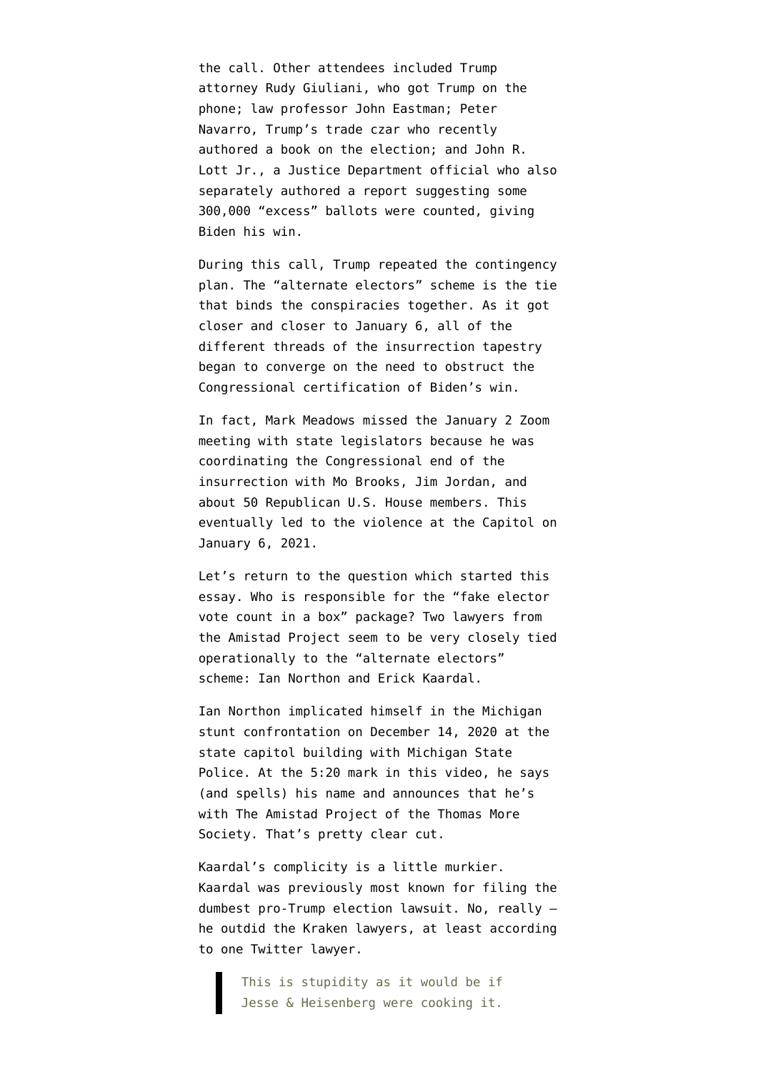the call. Other attendees included Trump attorney Rudy Giuliani, who got Trump on the phone; law professor John Eastman; Peter Navarro, Trump's trade czar who recently authored a book on the election; and John R. Lott Jr., a Justice Department official who also separately authored a report suggesting some 300,000 "excess" ballots were counted, giving Biden his win.

During this call, Trump repeated the contingency plan. The "alternate electors" scheme is the tie that binds the conspiracies together. As it got closer and closer to January 6, all of the different threads of the insurrection tapestry began to converge on the need to obstruct the Congressional certification of Biden's win.

In fact, Mark Meadows missed the January 2 Zoom meeting with state legislators because he was coordinating the Congressional end of the insurrection with Mo Brooks, Jim Jordan, and about 50 Republican U.S. House members. This eventually led to the violence at the Capitol on January 6, 2021.

Let's return to the question which started this essay. Who is responsible for the "fake elector vote count in a box" package? Two lawyers from the Amistad Project seem to be very closely tied operationally to the "alternate electors" scheme: Ian Northon and Erick Kaardal.

Ian Northon implicated himself in the Michigan stunt confrontation on December 14, 2020 at the state capitol building with Michigan State Police. At the 5:20 mark in this video, he says (and spells) his name and announces that he's with The Amistad Project of the Thomas More Society. That's pretty clear cut.

Kaardal's complicity is a little murkier. Kaardal was previously most known for filing the dumbest pro-Trump election lawsuit. No, really — he outdid the Kraken lawyers, at least according to one Twitter lawyer.

> This is stupidity as it would be if Jesse & Heisenberg were cooking it.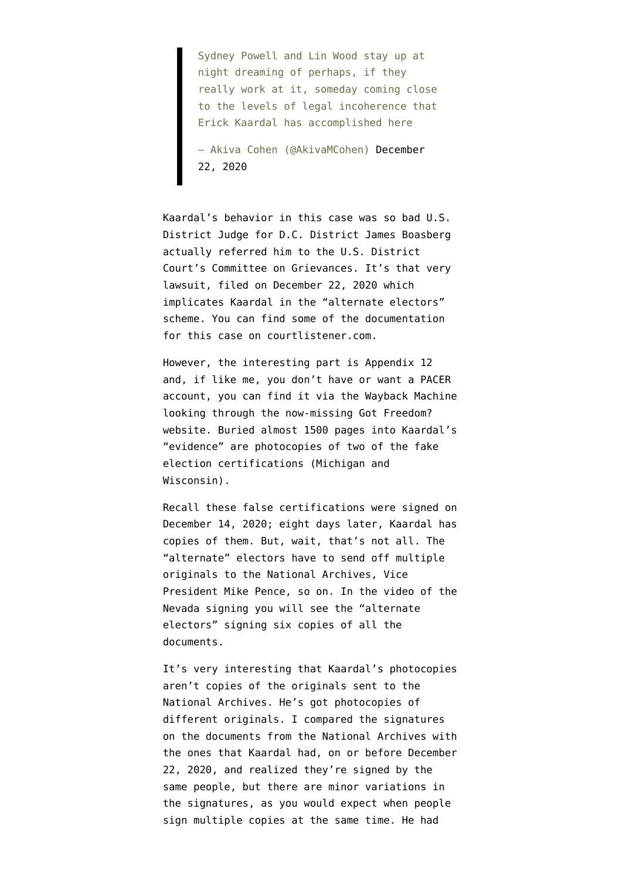> Sydney Powell and Lin Wood stay up at night dreaming of perhaps, if they really work at it, someday coming close to the levels of legal incoherence that Erick Kaardal has accomplished here
>
> — Akiva Cohen (@AkivaMCohen) December 22, 2020

Kaardal's behavior in this case was so bad U.S. District Judge for D.C. District James Boasberg actually referred him to the U.S. District Court's Committee on Grievances. It's that very lawsuit, filed on December 22, 2020 which implicates Kaardal in the "alternate electors" scheme. You can find some of the documentation for this case on courtlistener.com.

However, the interesting part is Appendix 12 and, if like me, you don't have or want a PACER account, you can find it via the Wayback Machine looking through the now-missing Got Freedom? website. Buried almost 1500 pages into Kaardal's "evidence" are photocopies of two of the fake election certifications (Michigan and Wisconsin).

Recall these false certifications were signed on December 14, 2020; eight days later, Kaardal has copies of them. But, wait, that's not all. The "alternate" electors have to send off multiple originals to the National Archives, Vice President Mike Pence, so on. In the video of the Nevada signing you will see the "alternate electors" signing six copies of all the documents.

It's very interesting that Kaardal's photocopies aren't copies of the originals sent to the National Archives. He's got photocopies of different originals. I compared the signatures on the documents from the National Archives with the ones that Kaardal had, on or before December 22, 2020, and realized they're signed by the same people, but there are minor variations in the signatures, as you would expect when people sign multiple copies at the same time. He had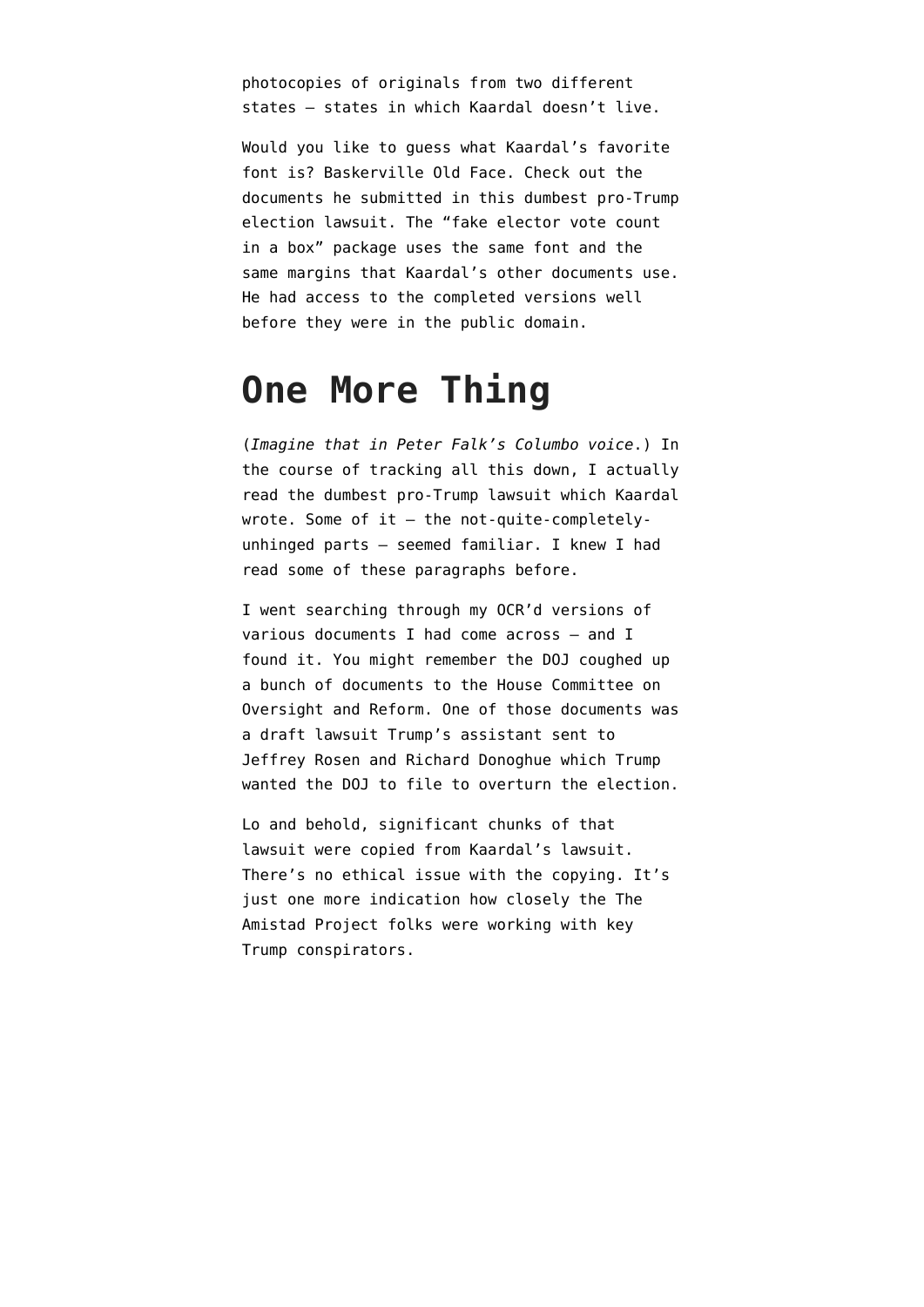photocopies of originals from two different states – states in which Kaardal doesn't live.

Would you like to guess what Kaardal's favorite font is? Baskerville Old Face. Check out the documents he submitted in this dumbest pro-Trump election lawsuit. The "fake elector vote count in a box" package uses the same font and the same margins that Kaardal's other documents use. He had access to the completed versions well before they were in the public domain.

# One More Thing

(*Imagine that in Peter Falk's Columbo voice*.) In the course of tracking all this down, I actually read the dumbest pro-Trump lawsuit which Kaardal wrote. Some of it – the not-quite-completely-unhinged parts – seemed familiar. I knew I had read some of these paragraphs before.

I went searching through my OCR'd versions of various documents I had come across – and I found it. You might remember the DOJ coughed up a bunch of documents to the House Committee on Oversight and Reform. One of those documents was a draft lawsuit Trump's assistant sent to Jeffrey Rosen and Richard Donoghue which Trump wanted the DOJ to file to overturn the election.

Lo and behold, significant chunks of that lawsuit were copied from Kaardal's lawsuit. There's no ethical issue with the copying. It's just one more indication how closely the The Amistad Project folks were working with key Trump conspirators.